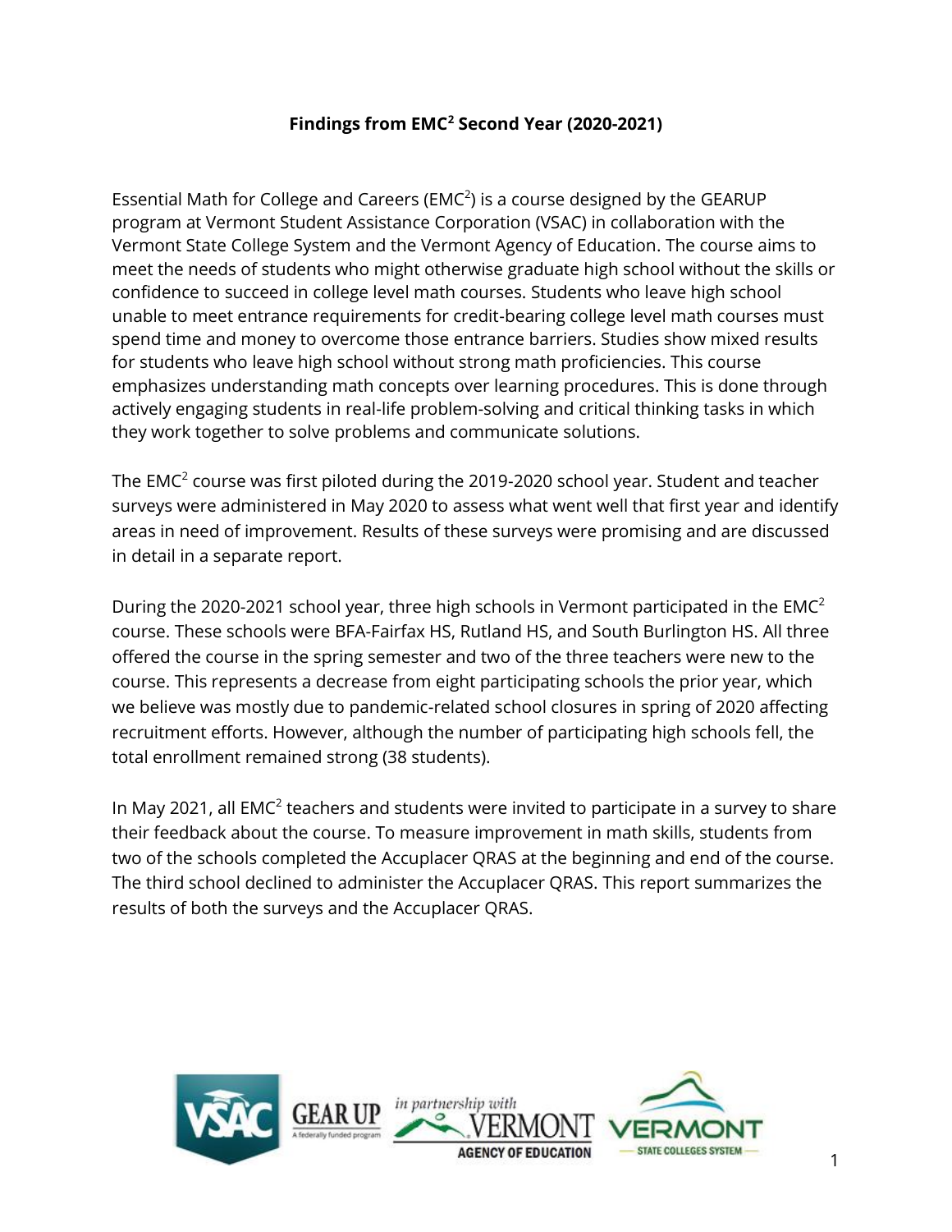# Findings from EMC$^2$ Second Year (2020-2021)

Essential Math for College and Careers (EMC$^2$) is a course designed by the GEARUP program at Vermont Student Assistance Corporation (VSAC) in collaboration with the Vermont State College System and the Vermont Agency of Education. The course aims to meet the needs of students who might otherwise graduate high school without the skills or confidence to succeed in college level math courses. Students who leave high school unable to meet entrance requirements for credit-bearing college level math courses must spend time and money to overcome those entrance barriers. Studies show mixed results for students who leave high school without strong math proficiencies. This course emphasizes understanding math concepts over learning procedures. This is done through actively engaging students in real-life problem-solving and critical thinking tasks in which they work together to solve problems and communicate solutions.

The EMC$^2$ course was first piloted during the 2019-2020 school year. Student and teacher surveys were administered in May 2020 to assess what went well that first year and identify areas in need of improvement. Results of these surveys were promising and are discussed in detail in a separate report.

During the 2020-2021 school year, three high schools in Vermont participated in the EMC$^2$ course. These schools were BFA-Fairfax HS, Rutland HS, and South Burlington HS. All three offered the course in the spring semester and two of the three teachers were new to the course. This represents a decrease from eight participating schools the prior year, which we believe was mostly due to pandemic-related school closures in spring of 2020 affecting recruitment efforts. However, although the number of participating high schools fell, the total enrollment remained strong (38 students).

In May 2021, all EMC$^2$ teachers and students were invited to participate in a survey to share their feedback about the course. To measure improvement in math skills, students from two of the schools completed the Accuplacer QRAS at the beginning and end of the course. The third school declined to administer the Accuplacer QRAS. This report summarizes the results of both the surveys and the Accuplacer QRAS.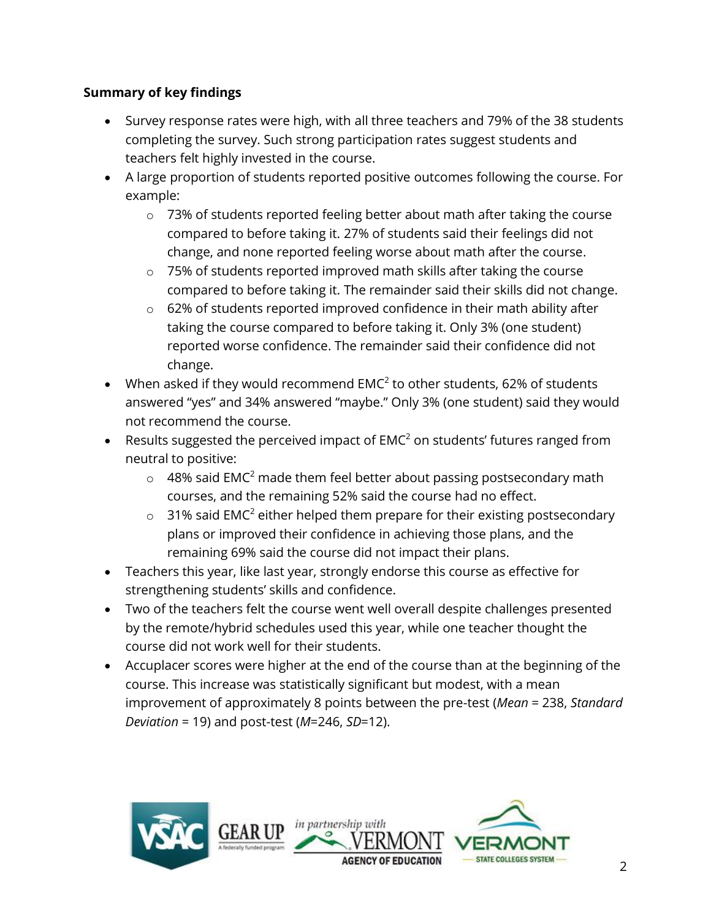**Summary of key findings**

- Survey response rates were high, with all three teachers and 79% of the 38 students completing the survey. Such strong participation rates suggest students and teachers felt highly invested in the course.
- A large proportion of students reported positive outcomes following the course. For example:
  - 73% of students reported feeling better about math after taking the course compared to before taking it. 27% of students said their feelings did not change, and none reported feeling worse about math after the course.
  - 75% of students reported improved math skills after taking the course compared to before taking it. The remainder said their skills did not change.
  - 62% of students reported improved confidence in their math ability after taking the course compared to before taking it. Only 3% (one student) reported worse confidence. The remainder said their confidence did not change.
- When asked if they would recommend $EMC^2$ to other students, 62% of students answered "yes" and 34% answered "maybe." Only 3% (one student) said they would not recommend the course.
- Results suggested the perceived impact of $EMC^2$ on students' futures ranged from neutral to positive:
  - 48% said $EMC^2$ made them feel better about passing postsecondary math courses, and the remaining 52% said the course had no effect.
  - 31% said $EMC^2$ either helped them prepare for their existing postsecondary plans or improved their confidence in achieving those plans, and the remaining 69% said the course did not impact their plans.
- Teachers this year, like last year, strongly endorse this course as effective for strengthening students' skills and confidence.
- Two of the teachers felt the course went well overall despite challenges presented by the remote/hybrid schedules used this year, while one teacher thought the course did not work well for their students.
- Accuplacer scores were higher at the end of the course than at the beginning of the course. This increase was statistically significant but modest, with a mean improvement of approximately 8 points between the pre-test (*Mean* = 238, *Standard Deviation* = 19) and post-test (*M*=246, *SD*=12).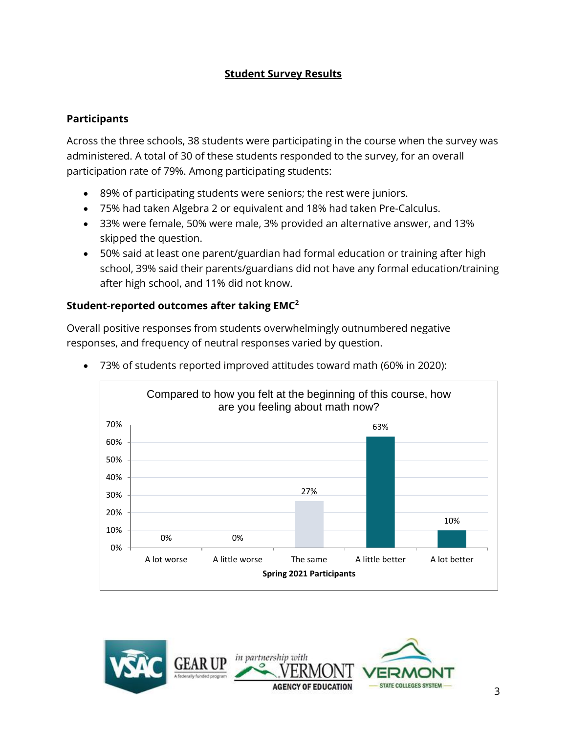## Student Survey Results

### Participants

Across the three schools, 38 students were participating in the course when the survey was administered. A total of 30 of these students responded to the survey, for an overall participation rate of 79%. Among participating students:

- 89% of participating students were seniors; the rest were juniors.
- 75% had taken Algebra 2 or equivalent and 18% had taken Pre-Calculus.
- 33% were female, 50% were male, 3% provided an alternative answer, and 13% skipped the question.
- 50% said at least one parent/guardian had formal education or training after high school, 39% said their parents/guardians did not have any formal education/training after high school, and 11% did not know.

### Student-reported outcomes after taking EMC[2]

Overall positive responses from students overwhelmingly outnumbered negative responses, and frequency of neutral responses varied by question.

- 73% of students reported improved attitudes toward math (60% in 2020):

**Compared to how you felt at the beginning of this course, how are you feeling about math now?**

| Spring 2021 Participants | Percent |
|---|---|
| A lot worse | 0% |
| A little worse | 0% |
| The same | 27% |
| A little better | 63% |
| A lot better | 10% |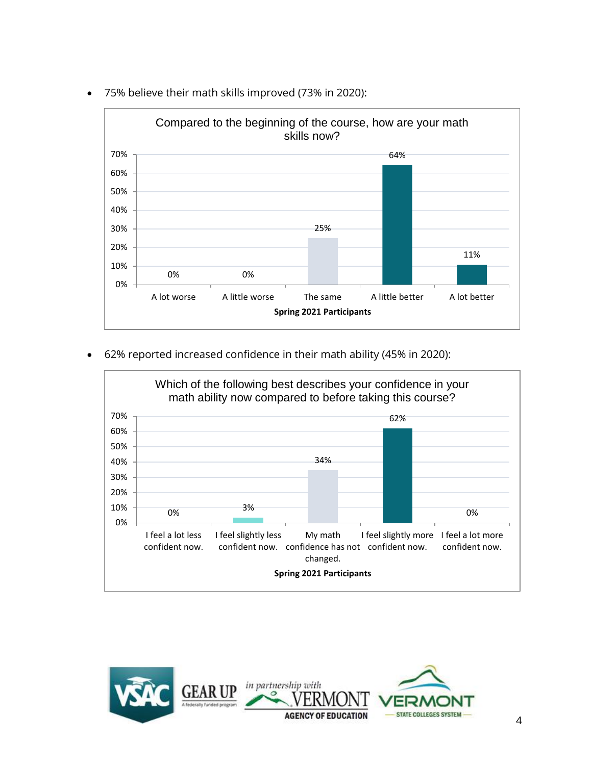- 75% believe their math skills improved (73% in 2020):

**Compared to the beginning of the course, how are your math skills now?**

| Spring 2021 Participants | Percent |
| --- | --- |
| A lot worse | 0% |
| A little worse | 0% |
| The same | 25% |
| A little better | 64% |
| A lot better | 11% |

- 62% reported increased confidence in their math ability (45% in 2020):

**Which of the following best describes your confidence in your math ability now compared to before taking this course?**

| Spring 2021 Participants | Percent |
| --- | --- |
| I feel a lot less confident now. | 0% |
| I feel slightly less confident now. | 3% |
| My math confidence has not changed. | 34% |
| I feel slightly more confident now. | 62% |
| I feel a lot more confident now. | 0% |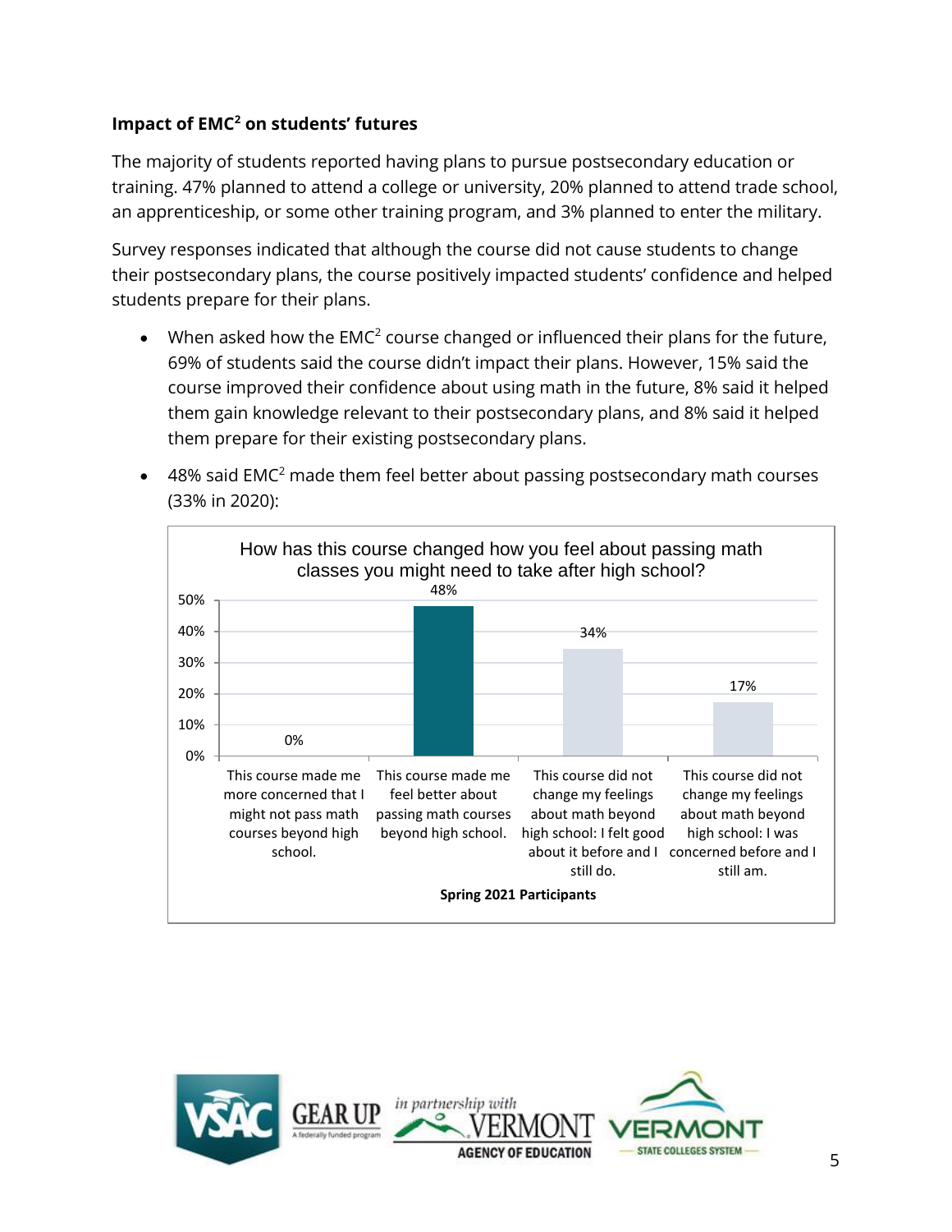### Impact of EMC$^2$ on students' futures

The majority of students reported having plans to pursue postsecondary education or training. 47% planned to attend a college or university, 20% planned to attend trade school, an apprenticeship, or some other training program, and 3% planned to enter the military.

Survey responses indicated that although the course did not cause students to change their postsecondary plans, the course positively impacted students' confidence and helped students prepare for their plans.

- When asked how the EMC$^2$ course changed or influenced their plans for the future, 69% of students said the course didn't impact their plans. However, 15% said the course improved their confidence about using math in the future, 8% said it helped them gain knowledge relevant to their postsecondary plans, and 8% said it helped them prepare for their existing postsecondary plans.
- 48% said EMC$^2$ made them feel better about passing postsecondary math courses (33% in 2020):

**How has this course changed how you feel about passing math classes you might need to take after high school?**

| Spring 2021 Participants | |
|---|---|
| This course made me more concerned that I might not pass math courses beyond high school. | 0% |
| This course made me feel better about passing math courses beyond high school. | 48% |
| This course did not change my feelings about math beyond high school: I felt good about it before and I still do. | 34% |
| This course did not change my feelings about math beyond high school: I was concerned before and I still am. | 17% |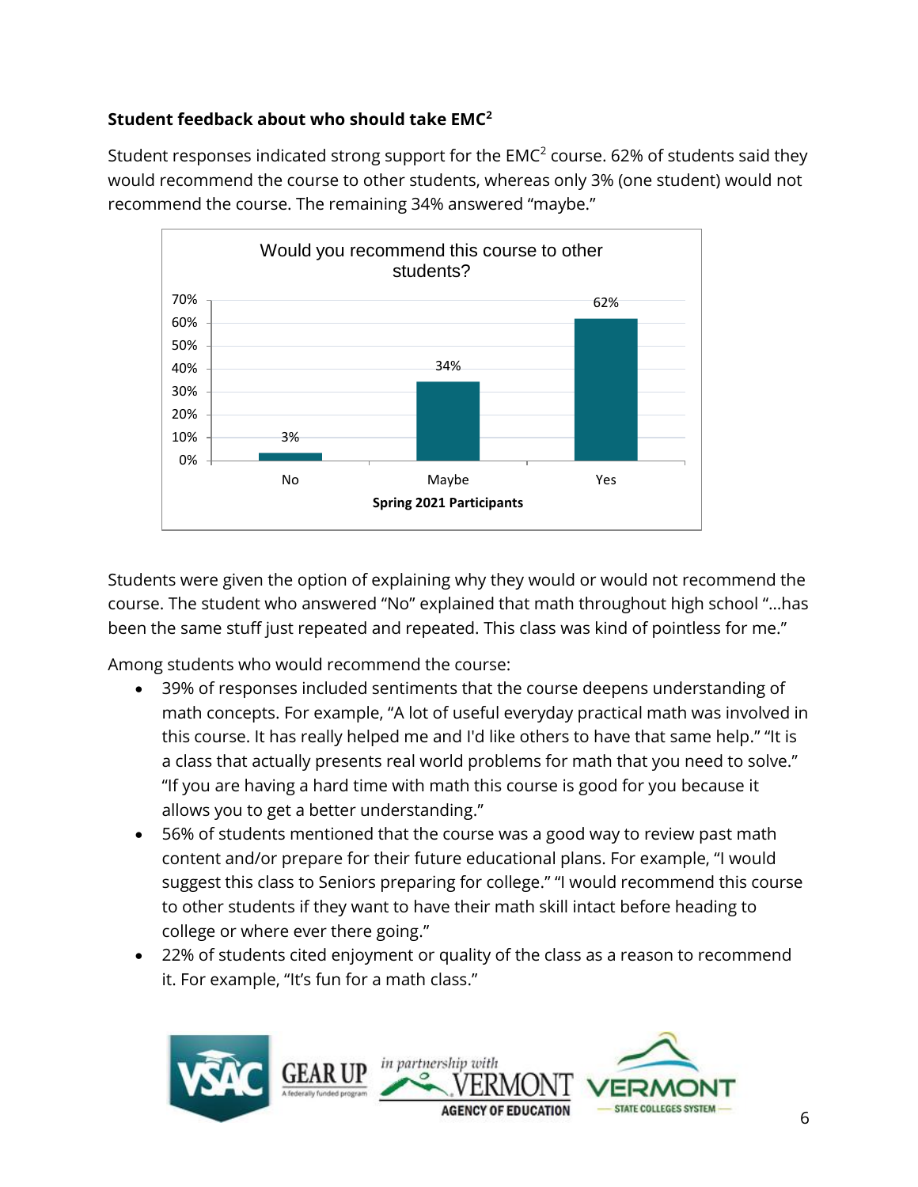### Student feedback about who should take $EMC^2$

Student responses indicated strong support for the $EMC^2$ course. 62% of students said they would recommend the course to other students, whereas only 3% (one student) would not recommend the course. The remaining 34% answered "maybe."

**Would you recommend this course to other students?**

| Spring 2021 Participants | No | Maybe | Yes |
|---|---|---|---|
| Percent | 3% | 34% | 62% |

Students were given the option of explaining why they would or would not recommend the course. The student who answered "No" explained that math throughout high school "…has been the same stuff just repeated and repeated. This class was kind of pointless for me."

Among students who would recommend the course:

- 39% of responses included sentiments that the course deepens understanding of math concepts. For example, "A lot of useful everyday practical math was involved in this course. It has really helped me and I'd like others to have that same help." "It is a class that actually presents real world problems for math that you need to solve." "If you are having a hard time with math this course is good for you because it allows you to get a better understanding."
- 56% of students mentioned that the course was a good way to review past math content and/or prepare for their future educational plans. For example, "I would suggest this class to Seniors preparing for college." "I would recommend this course to other students if they want to have their math skill intact before heading to college or where ever there going."
- 22% of students cited enjoyment or quality of the class as a reason to recommend it. For example, "It's fun for a math class."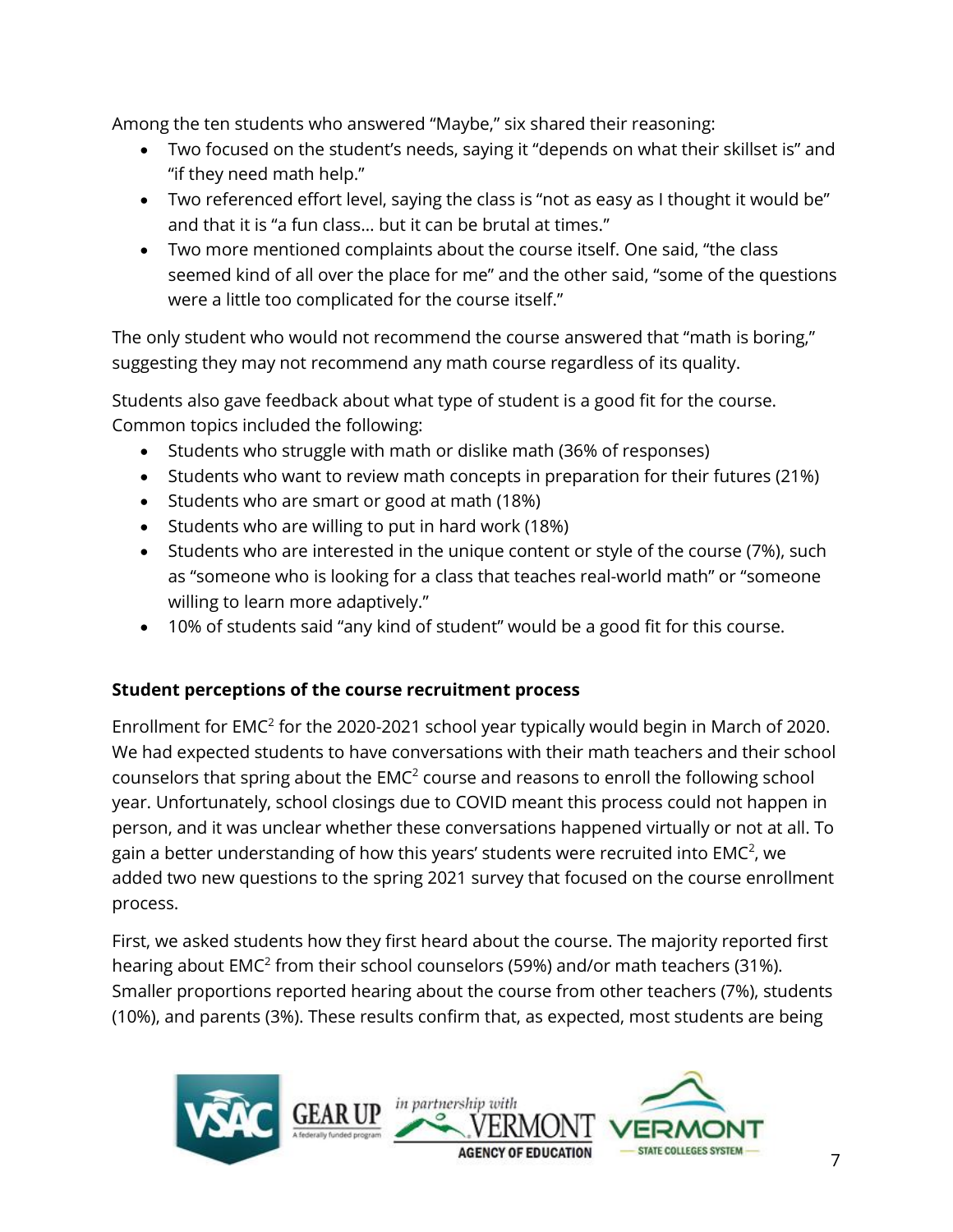Among the ten students who answered "Maybe," six shared their reasoning:

- Two focused on the student's needs, saying it "depends on what their skillset is" and "if they need math help."
- Two referenced effort level, saying the class is "not as easy as I thought it would be" and that it is "a fun class... but it can be brutal at times."
- Two more mentioned complaints about the course itself. One said, "the class seemed kind of all over the place for me" and the other said, "some of the questions were a little too complicated for the course itself."

The only student who would not recommend the course answered that "math is boring," suggesting they may not recommend any math course regardless of its quality.

Students also gave feedback about what type of student is a good fit for the course. Common topics included the following:

- Students who struggle with math or dislike math (36% of responses)
- Students who want to review math concepts in preparation for their futures (21%)
- Students who are smart or good at math (18%)
- Students who are willing to put in hard work (18%)
- Students who are interested in the unique content or style of the course (7%), such as "someone who is looking for a class that teaches real-world math" or "someone willing to learn more adaptively."
- 10% of students said "any kind of student" would be a good fit for this course.

**Student perceptions of the course recruitment process**

Enrollment for EMC$^2$ for the 2020-2021 school year typically would begin in March of 2020. We had expected students to have conversations with their math teachers and their school counselors that spring about the EMC$^2$ course and reasons to enroll the following school year. Unfortunately, school closings due to COVID meant this process could not happen in person, and it was unclear whether these conversations happened virtually or not at all. To gain a better understanding of how this years' students were recruited into EMC$^2$, we added two new questions to the spring 2021 survey that focused on the course enrollment process.

First, we asked students how they first heard about the course. The majority reported first hearing about EMC$^2$ from their school counselors (59%) and/or math teachers (31%). Smaller proportions reported hearing about the course from other teachers (7%), students (10%), and parents (3%). These results confirm that, as expected, most students are being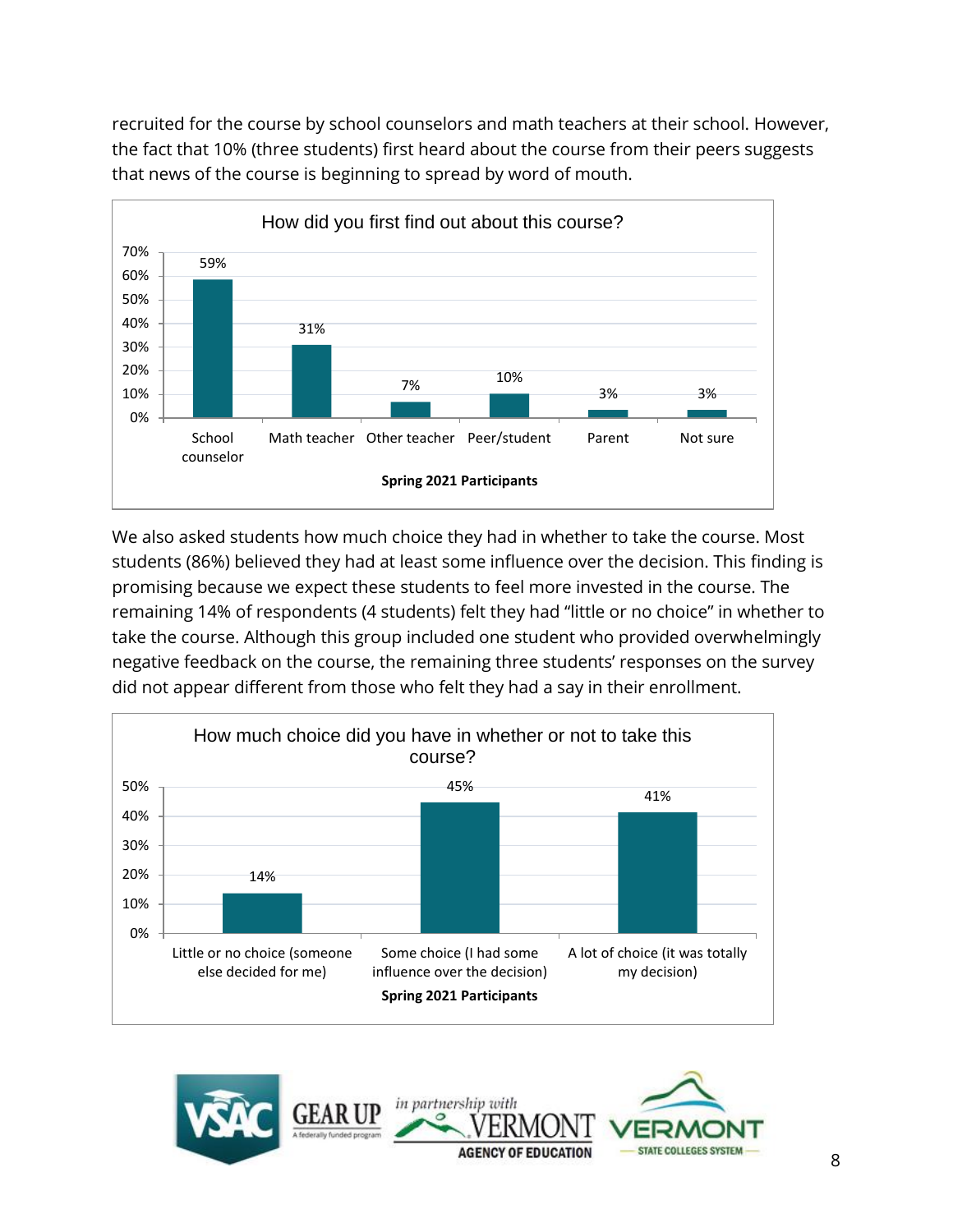recruited for the course by school counselors and math teachers at their school. However, the fact that 10% (three students) first heard about the course from their peers suggests that news of the course is beginning to spread by word of mouth.

**How did you first find out about this course?**

| Spring 2021 Participants | Percent |
|---|---|
| School counselor | 59% |
| Math teacher | 31% |
| Other teacher | 7% |
| Peer/student | 10% |
| Parent | 3% |
| Not sure | 3% |

We also asked students how much choice they had in whether to take the course. Most students (86%) believed they had at least some influence over the decision. This finding is promising because we expect these students to feel more invested in the course. The remaining 14% of respondents (4 students) felt they had "little or no choice" in whether to take the course. Although this group included one student who provided overwhelmingly negative feedback on the course, the remaining three students' responses on the survey did not appear different from those who felt they had a say in their enrollment.

**How much choice did you have in whether or not to take this course?**

| Spring 2021 Participants | Percent |
|---|---|
| Little or no choice (someone else decided for me) | 14% |
| Some choice (I had some influence over the decision) | 45% |
| A lot of choice (it was totally my decision) | 41% |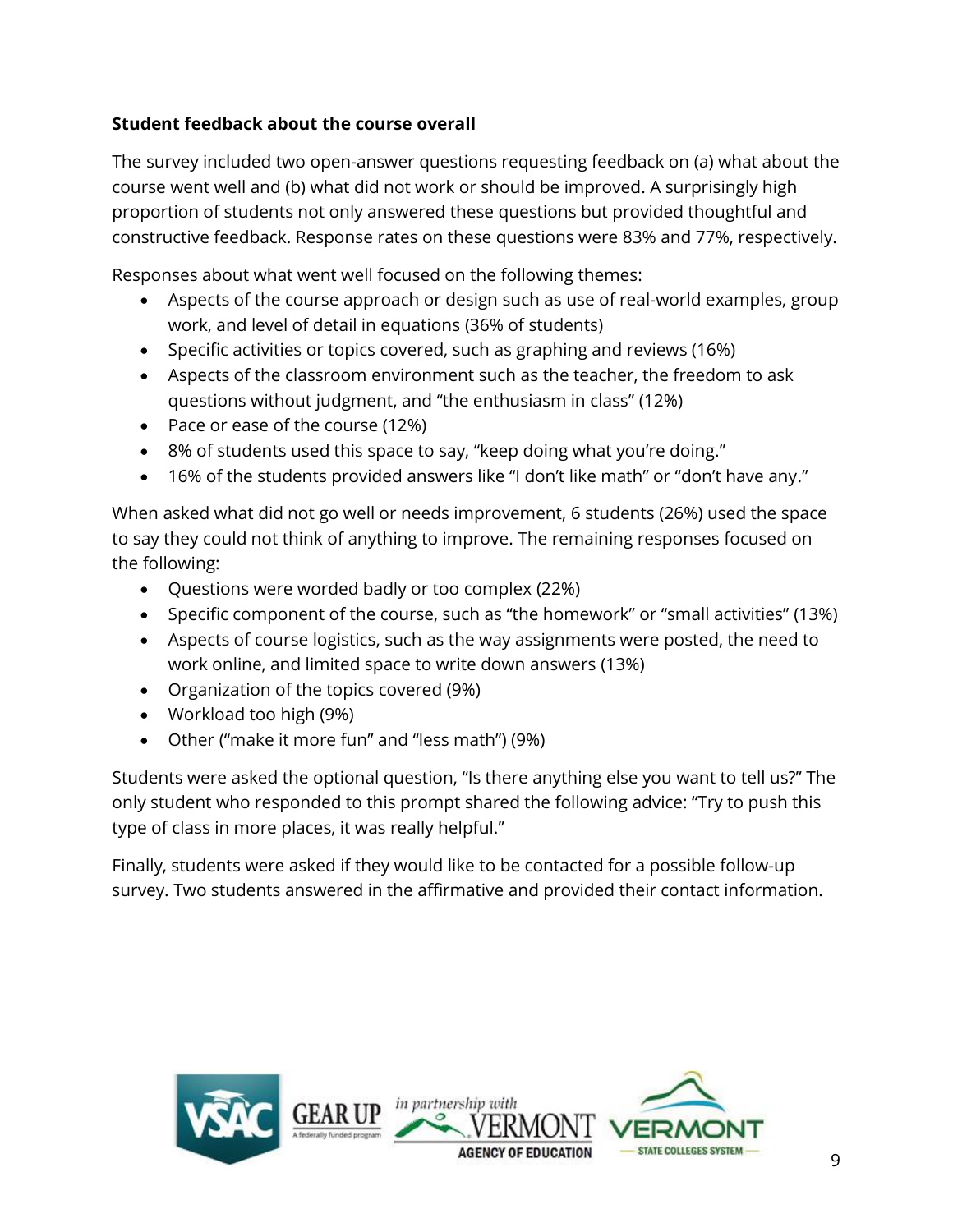**Student feedback about the course overall**

The survey included two open-answer questions requesting feedback on (a) what about the course went well and (b) what did not work or should be improved. A surprisingly high proportion of students not only answered these questions but provided thoughtful and constructive feedback. Response rates on these questions were 83% and 77%, respectively.

Responses about what went well focused on the following themes:

- Aspects of the course approach or design such as use of real-world examples, group work, and level of detail in equations (36% of students)
- Specific activities or topics covered, such as graphing and reviews (16%)
- Aspects of the classroom environment such as the teacher, the freedom to ask questions without judgment, and "the enthusiasm in class" (12%)
- Pace or ease of the course (12%)
- 8% of students used this space to say, "keep doing what you're doing."
- 16% of the students provided answers like "I don't like math" or "don't have any."

When asked what did not go well or needs improvement, 6 students (26%) used the space to say they could not think of anything to improve. The remaining responses focused on the following:

- Questions were worded badly or too complex (22%)
- Specific component of the course, such as "the homework" or "small activities" (13%)
- Aspects of course logistics, such as the way assignments were posted, the need to work online, and limited space to write down answers (13%)
- Organization of the topics covered (9%)
- Workload too high (9%)
- Other ("make it more fun" and "less math") (9%)

Students were asked the optional question, "Is there anything else you want to tell us?" The only student who responded to this prompt shared the following advice: "Try to push this type of class in more places, it was really helpful."

Finally, students were asked if they would like to be contacted for a possible follow-up survey. Two students answered in the affirmative and provided their contact information.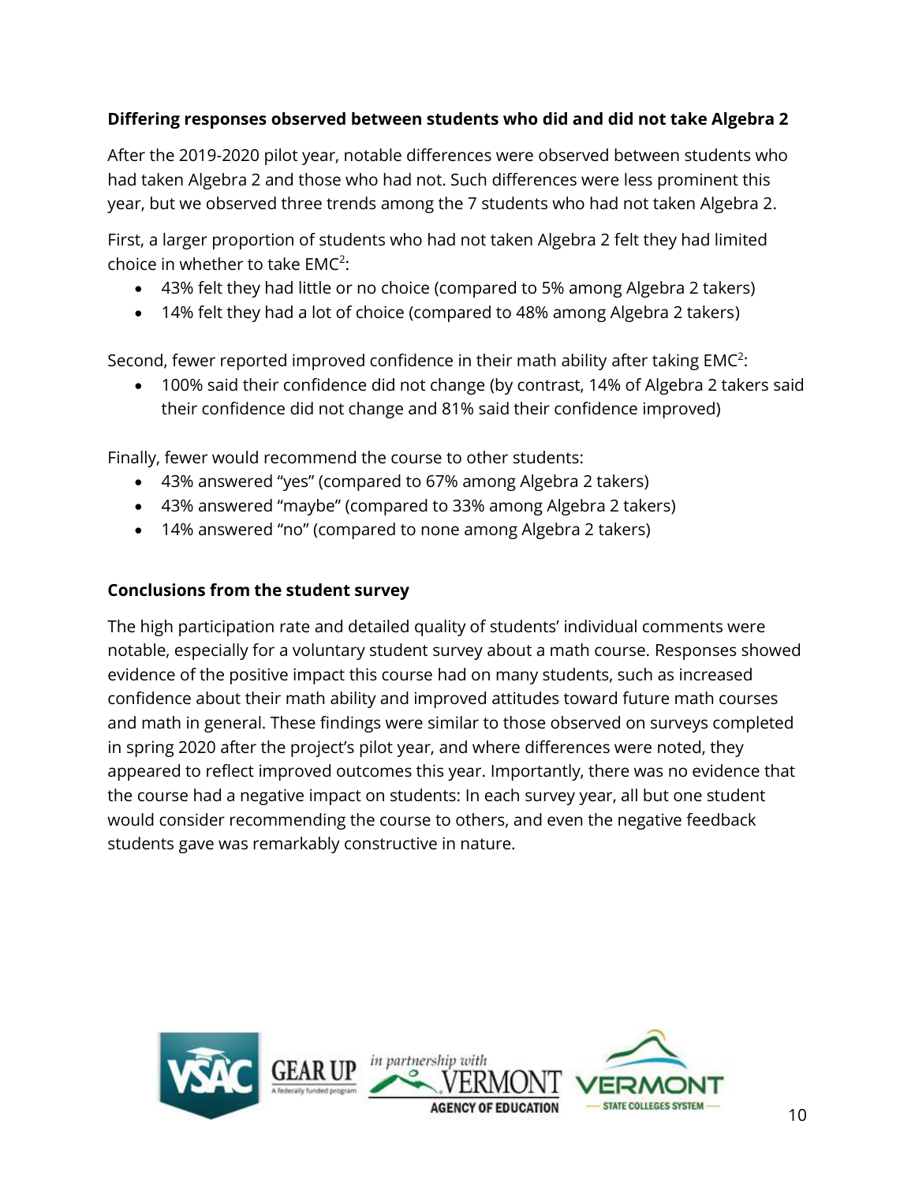### Differing responses observed between students who did and did not take Algebra 2

After the 2019-2020 pilot year, notable differences were observed between students who had taken Algebra 2 and those who had not. Such differences were less prominent this year, but we observed three trends among the 7 students who had not taken Algebra 2.

First, a larger proportion of students who had not taken Algebra 2 felt they had limited choice in whether to take EMC$^2$:

- 43% felt they had little or no choice (compared to 5% among Algebra 2 takers)
- 14% felt they had a lot of choice (compared to 48% among Algebra 2 takers)

Second, fewer reported improved confidence in their math ability after taking EMC$^2$:

- 100% said their confidence did not change (by contrast, 14% of Algebra 2 takers said their confidence did not change and 81% said their confidence improved)

Finally, fewer would recommend the course to other students:

- 43% answered "yes" (compared to 67% among Algebra 2 takers)
- 43% answered "maybe" (compared to 33% among Algebra 2 takers)
- 14% answered "no" (compared to none among Algebra 2 takers)

### Conclusions from the student survey

The high participation rate and detailed quality of students' individual comments were notable, especially for a voluntary student survey about a math course. Responses showed evidence of the positive impact this course had on many students, such as increased confidence about their math ability and improved attitudes toward future math courses and math in general. These findings were similar to those observed on surveys completed in spring 2020 after the project's pilot year, and where differences were noted, they appeared to reflect improved outcomes this year. Importantly, there was no evidence that the course had a negative impact on students: In each survey year, all but one student would consider recommending the course to others, and even the negative feedback students gave was remarkably constructive in nature.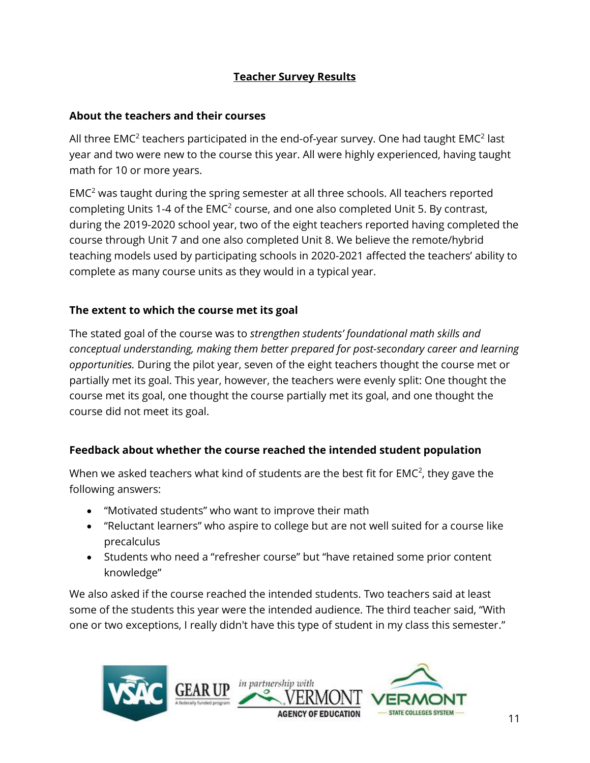## Teacher Survey Results

### About the teachers and their courses

All three EMC$^2$ teachers participated in the end-of-year survey. One had taught EMC$^2$ last year and two were new to the course this year. All were highly experienced, having taught math for 10 or more years.

EMC$^2$ was taught during the spring semester at all three schools. All teachers reported completing Units 1-4 of the EMC$^2$ course, and one also completed Unit 5. By contrast, during the 2019-2020 school year, two of the eight teachers reported having completed the course through Unit 7 and one also completed Unit 8. We believe the remote/hybrid teaching models used by participating schools in 2020-2021 affected the teachers' ability to complete as many course units as they would in a typical year.

### The extent to which the course met its goal

The stated goal of the course was to *strengthen students' foundational math skills and conceptual understanding, making them better prepared for post-secondary career and learning opportunities.* During the pilot year, seven of the eight teachers thought the course met or partially met its goal. This year, however, the teachers were evenly split: One thought the course met its goal, one thought the course partially met its goal, and one thought the course did not meet its goal.

### Feedback about whether the course reached the intended student population

When we asked teachers what kind of students are the best fit for EMC$^2$, they gave the following answers:

- "Motivated students" who want to improve their math
- "Reluctant learners" who aspire to college but are not well suited for a course like precalculus
- Students who need a "refresher course" but "have retained some prior content knowledge"

We also asked if the course reached the intended students. Two teachers said at least some of the students this year were the intended audience. The third teacher said, "With one or two exceptions, I really didn't have this type of student in my class this semester."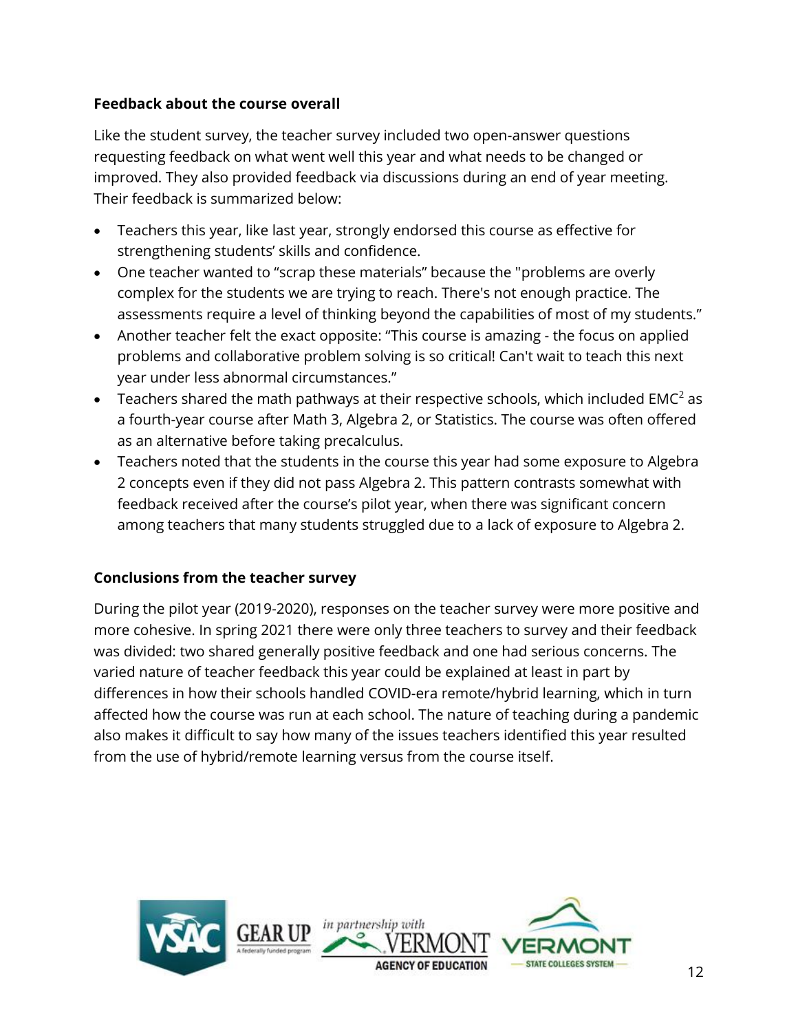### Feedback about the course overall

Like the student survey, the teacher survey included two open-answer questions requesting feedback on what went well this year and what needs to be changed or improved. They also provided feedback via discussions during an end of year meeting. Their feedback is summarized below:

- Teachers this year, like last year, strongly endorsed this course as effective for strengthening students' skills and confidence.
- One teacher wanted to "scrap these materials" because the "problems are overly complex for the students we are trying to reach. There's not enough practice. The assessments require a level of thinking beyond the capabilities of most of my students."
- Another teacher felt the exact opposite: "This course is amazing - the focus on applied problems and collaborative problem solving is so critical! Can't wait to teach this next year under less abnormal circumstances."
- Teachers shared the math pathways at their respective schools, which included EMC$^2$ as a fourth-year course after Math 3, Algebra 2, or Statistics. The course was often offered as an alternative before taking precalculus.
- Teachers noted that the students in the course this year had some exposure to Algebra 2 concepts even if they did not pass Algebra 2. This pattern contrasts somewhat with feedback received after the course's pilot year, when there was significant concern among teachers that many students struggled due to a lack of exposure to Algebra 2.

### Conclusions from the teacher survey

During the pilot year (2019-2020), responses on the teacher survey were more positive and more cohesive. In spring 2021 there were only three teachers to survey and their feedback was divided: two shared generally positive feedback and one had serious concerns. The varied nature of teacher feedback this year could be explained at least in part by differences in how their schools handled COVID-era remote/hybrid learning, which in turn affected how the course was run at each school. The nature of teaching during a pandemic also makes it difficult to say how many of the issues teachers identified this year resulted from the use of hybrid/remote learning versus from the course itself.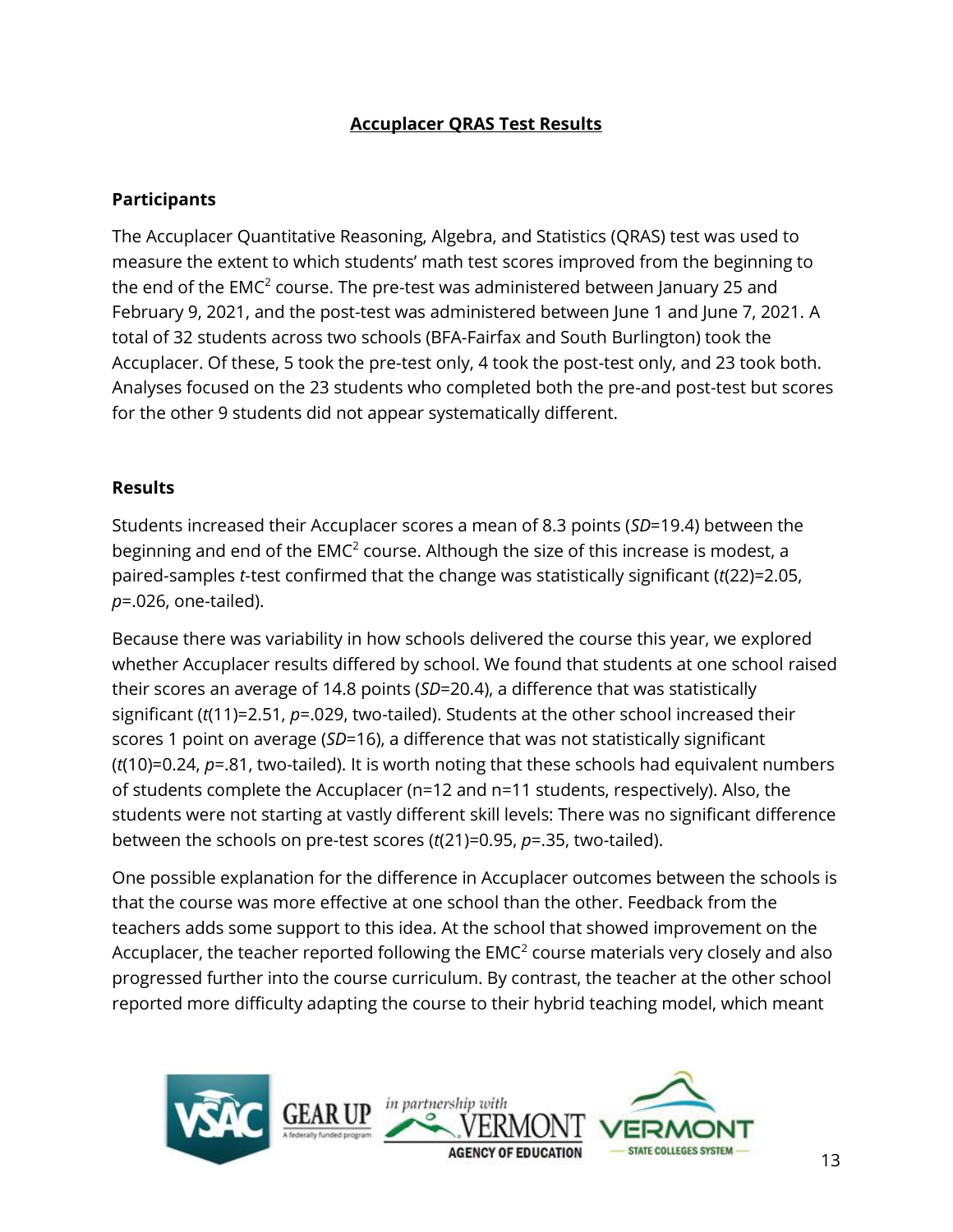## Accuplacer QRAS Test Results

### Participants

The Accuplacer Quantitative Reasoning, Algebra, and Statistics (QRAS) test was used to measure the extent to which students' math test scores improved from the beginning to the end of the EMC$^2$ course. The pre-test was administered between January 25 and February 9, 2021, and the post-test was administered between June 1 and June 7, 2021. A total of 32 students across two schools (BFA-Fairfax and South Burlington) took the Accuplacer. Of these, 5 took the pre-test only, 4 took the post-test only, and 23 took both. Analyses focused on the 23 students who completed both the pre-and post-test but scores for the other 9 students did not appear systematically different.

### Results

Students increased their Accuplacer scores a mean of 8.3 points ($SD$=19.4) between the beginning and end of the EMC$^2$ course. Although the size of this increase is modest, a paired-samples $t$-test confirmed that the change was statistically significant ($t(22)=2.05$, $p=.026$, one-tailed).

Because there was variability in how schools delivered the course this year, we explored whether Accuplacer results differed by school. We found that students at one school raised their scores an average of 14.8 points ($SD$=20.4), a difference that was statistically significant ($t(11)=2.51$, $p=.029$, two-tailed). Students at the other school increased their scores 1 point on average ($SD$=16), a difference that was not statistically significant ($t(10)=0.24$, $p=.81$, two-tailed). It is worth noting that these schools had equivalent numbers of students complete the Accuplacer (n=12 and n=11 students, respectively). Also, the students were not starting at vastly different skill levels: There was no significant difference between the schools on pre-test scores ($t(21)=0.95$, $p=.35$, two-tailed).

One possible explanation for the difference in Accuplacer outcomes between the schools is that the course was more effective at one school than the other. Feedback from the teachers adds some support to this idea. At the school that showed improvement on the Accuplacer, the teacher reported following the EMC$^2$ course materials very closely and also progressed further into the course curriculum. By contrast, the teacher at the other school reported more difficulty adapting the course to their hybrid teaching model, which meant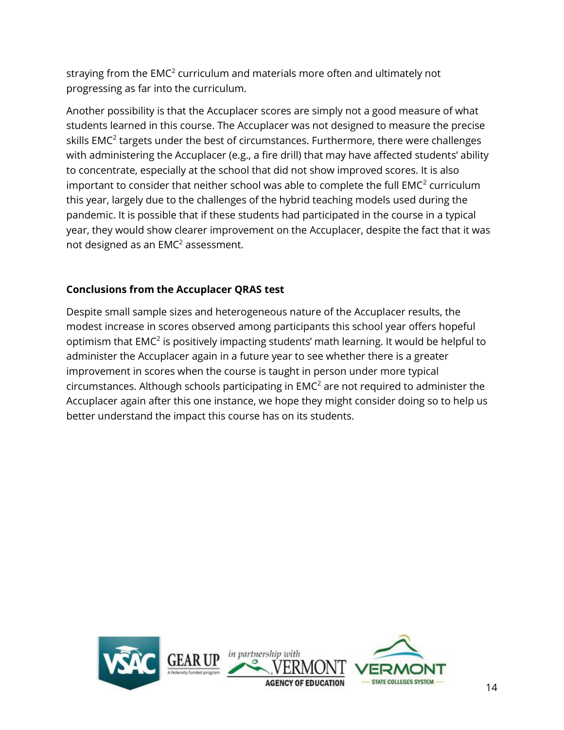straying from the EMC$^2$ curriculum and materials more often and ultimately not progressing as far into the curriculum.

Another possibility is that the Accuplacer scores are simply not a good measure of what students learned in this course. The Accuplacer was not designed to measure the precise skills EMC$^2$ targets under the best of circumstances. Furthermore, there were challenges with administering the Accuplacer (e.g., a fire drill) that may have affected students' ability to concentrate, especially at the school that did not show improved scores. It is also important to consider that neither school was able to complete the full EMC$^2$ curriculum this year, largely due to the challenges of the hybrid teaching models used during the pandemic. It is possible that if these students had participated in the course in a typical year, they would show clearer improvement on the Accuplacer, despite the fact that it was not designed as an EMC$^2$ assessment.

**Conclusions from the Accuplacer QRAS test**

Despite small sample sizes and heterogeneous nature of the Accuplacer results, the modest increase in scores observed among participants this school year offers hopeful optimism that EMC$^2$ is positively impacting students' math learning. It would be helpful to administer the Accuplacer again in a future year to see whether there is a greater improvement in scores when the course is taught in person under more typical circumstances. Although schools participating in EMC$^2$ are not required to administer the Accuplacer again after this one instance, we hope they might consider doing so to help us better understand the impact this course has on its students.